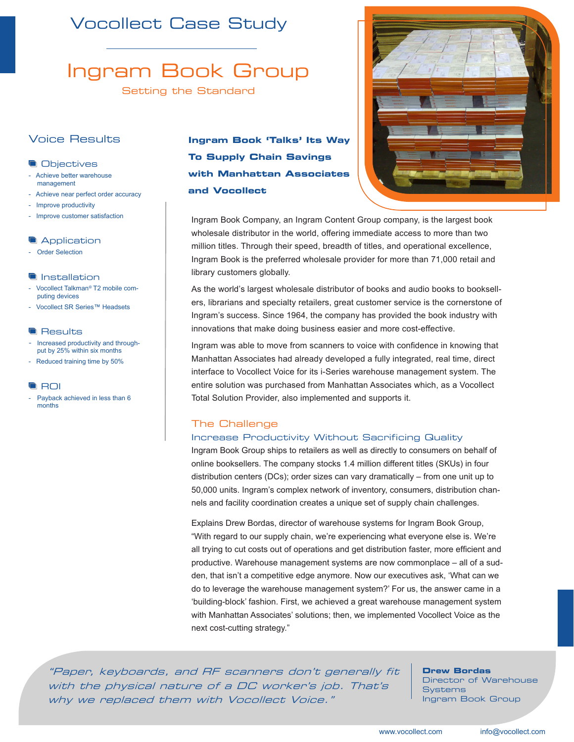# Vocollect Case Study

# Ingram Book Group

## Setting the Standard

## Voice Results

### Objectives

- Achieve better warehouse management
- Achieve near perfect order accuracy
- Improve productivity
- Improve customer satisfaction

### Application

- Order Selection

### Installation

- Vocollect Talkman® T2 mobile computing devices
- Vocollect SR Series™ Headsets

### Results

- Increased productivity and throughput by 25% within six months
- Reduced training time by 50%

### ROI

- Payback achieved in less than 6 months

## Ingram Book 'Talks' Its Way To Supply Chain Savings with Manhattan Associates and Vocollect

Ingram Book Company, an Ingram Content Group company, is the largest book wholesale distributor in the world, offering immediate access to more than two million titles. Through their speed, breadth of titles, and operational excellence, Ingram Book is the preferred wholesale provider for more than 71,000 retail and library customers globally.

As the world's largest wholesale distributor of books and audio books to booksellers, librarians and specialty retailers, great customer service is the cornerstone of Ingram's success. Since 1964, the company has provided the book industry with innovations that make doing business easier and more cost-effective.

Ingram was able to move from scanners to voice with confidence in knowing that Manhattan Associates had already developed a fully integrated, real time, direct interface to Vocollect Voice for its i-Series warehouse management system. The entire solution was purchased from Manhattan Associates which, as a Vocollect Total Solution Provider, also implemented and supports it.

## The Challenge

### Increase Productivity Without Sacrificing Quality

Ingram Book Group ships to retailers as well as directly to consumers on behalf of online booksellers. The company stocks 1.4 million different titles (SKUs) in four distribution centers (DCs); order sizes can vary dramatically – from one unit up to 50,000 units. Ingram's complex network of inventory, consumers, distribution channels and facility coordination creates a unique set of supply chain challenges.

Explains Drew Bordas, director of warehouse systems for Ingram Book Group, "With regard to our supply chain, we're experiencing what everyone else is. We're all trying to cut costs out of operations and get distribution faster, more efficient and productive. Warehouse management systems are now commonplace – all of a sudden, that isn't a competitive edge anymore. Now our executives ask, 'What can we do to leverage the warehouse management system?' For us, the answer came in a 'building-block' fashion. First, we achieved a great warehouse management system with Manhattan Associates' solutions; then, we implemented Vocollect Voice as the next cost-cutting strategy."

*"Paper, keyboards, and RF scanners don't generally fit with the physical nature of a DC worker's job. That's why we replaced them with Vocollect Voice."*

**Drew Bordas**
Director of Warehouse Systems
Ingram Book Group

www.vocollect.com info@vocollect.com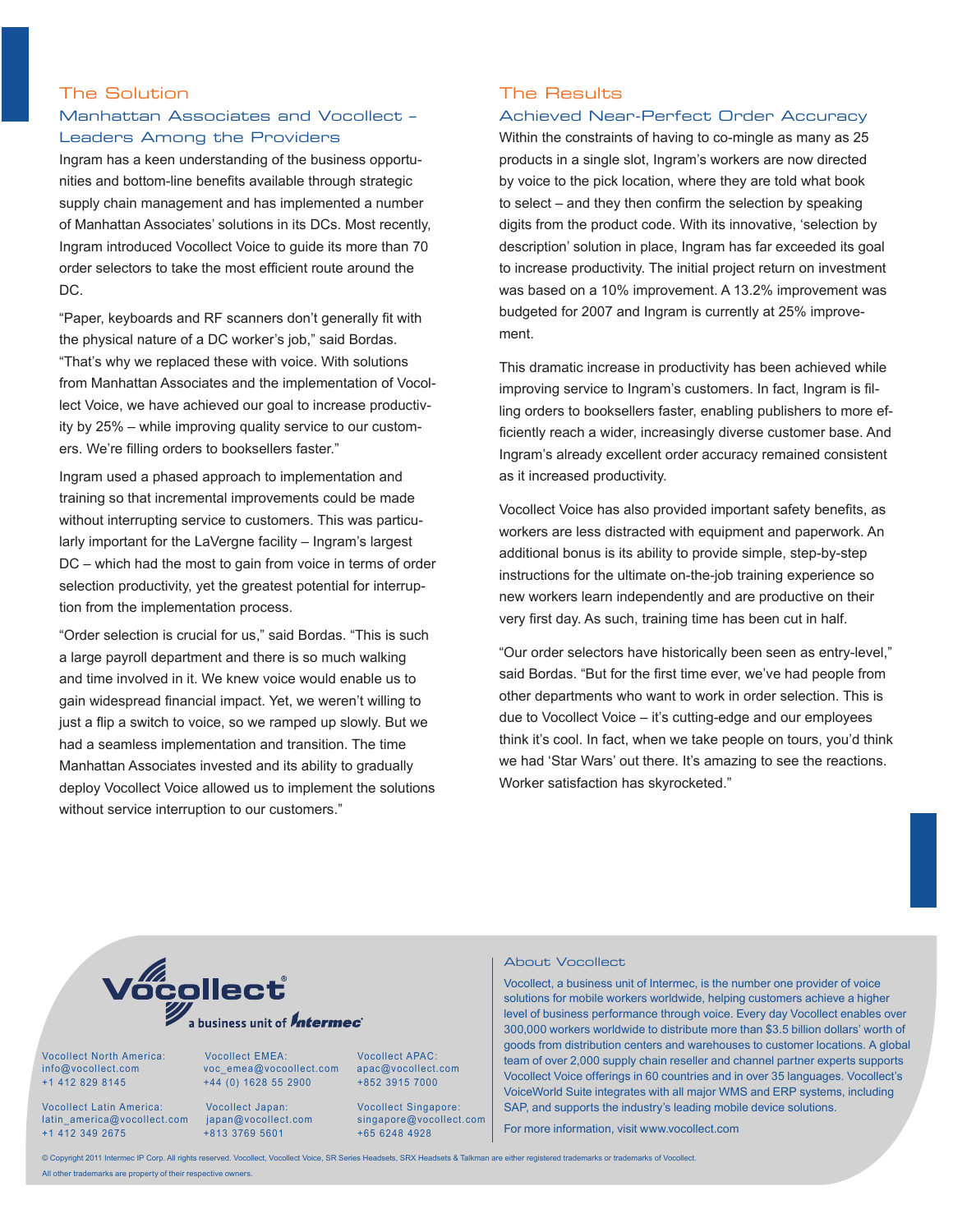## The Solution

### Manhattan Associates and Vocollect – Leaders Among the Providers

Ingram has a keen understanding of the business opportunities and bottom-line benefits available through strategic supply chain management and has implemented a number of Manhattan Associates' solutions in its DCs. Most recently, Ingram introduced Vocollect Voice to guide its more than 70 order selectors to take the most efficient route around the DC.

"Paper, keyboards and RF scanners don't generally fit with the physical nature of a DC worker's job," said Bordas. "That's why we replaced these with voice. With solutions from Manhattan Associates and the implementation of Vocollect Voice, we have achieved our goal to increase productivity by 25% – while improving quality service to our customers. We're filling orders to booksellers faster."

Ingram used a phased approach to implementation and training so that incremental improvements could be made without interrupting service to customers. This was particularly important for the LaVergne facility – Ingram's largest DC – which had the most to gain from voice in terms of order selection productivity, yet the greatest potential for interruption from the implementation process.

"Order selection is crucial for us," said Bordas. "This is such a large payroll department and there is so much walking and time involved in it. We knew voice would enable us to gain widespread financial impact. Yet, we weren't willing to just a flip a switch to voice, so we ramped up slowly. But we had a seamless implementation and transition. The time Manhattan Associates invested and its ability to gradually deploy Vocollect Voice allowed us to implement the solutions without service interruption to our customers."

## The Results

### Achieved Near-Perfect Order Accuracy

Within the constraints of having to co-mingle as many as 25 products in a single slot, Ingram's workers are now directed by voice to the pick location, where they are told what book to select – and they then confirm the selection by speaking digits from the product code. With its innovative, 'selection by description' solution in place, Ingram has far exceeded its goal to increase productivity. The initial project return on investment was based on a 10% improvement. A 13.2% improvement was budgeted for 2007 and Ingram is currently at 25% improvement.

This dramatic increase in productivity has been achieved while improving service to Ingram's customers. In fact, Ingram is filling orders to booksellers faster, enabling publishers to more efficiently reach a wider, increasingly diverse customer base. And Ingram's already excellent order accuracy remained consistent as it increased productivity.

Vocollect Voice has also provided important safety benefits, as workers are less distracted with equipment and paperwork. An additional bonus is its ability to provide simple, step-by-step instructions for the ultimate on-the-job training experience so new workers learn independently and are productive on their very first day. As such, training time has been cut in half.

"Our order selectors have historically been seen as entry-level," said Bordas. "But for the first time ever, we've had people from other departments who want to work in order selection. This is due to Vocollect Voice – it's cutting-edge and our employees think it's cool. In fact, when we take people on tours, you'd think we had 'Star Wars' out there. It's amazing to see the reactions. Worker satisfaction has skyrocketed."

Vocollect®
a business unit of Intermec

Vocollect North America:
info@vocollect.com
+1 412 829 8145

Vocollect EMEA:
voc_emea@vocollect.com
+44 (0) 1628 55 2900

Vocollect APAC:
apac@vocollect.com
+852 3915 7000

Vocollect Latin America:
latin_america@vocollect.com
+1 412 349 2675

Vocollect Japan:
japan@vocollect.com
+813 3769 5601

Vocollect Singapore:
singapore@vocollect.com
+65 6248 4928

### About Vocollect

Vocollect, a business unit of Intermec, is the number one provider of voice solutions for mobile workers worldwide, helping customers achieve a higher level of business performance through voice. Every day Vocollect enables over 300,000 workers worldwide to distribute more than $3.5 billion dollars' worth of goods from distribution centers and warehouses to customer locations. A global team of over 2,000 supply chain reseller and channel partner experts supports Vocollect Voice offerings in 60 countries and in over 35 languages. Vocollect's VoiceWorld Suite integrates with all major WMS and ERP systems, including SAP, and supports the industry's leading mobile device solutions.

For more information, visit www.vocollect.com

© Copyright 2011 Intermec IP Corp. All rights reserved. Vocollect, Vocollect Voice, SR Series Headsets, SRX Headsets & Talkman are either registered trademarks or trademarks of Vocollect.
All other trademarks are property of their respective owners.